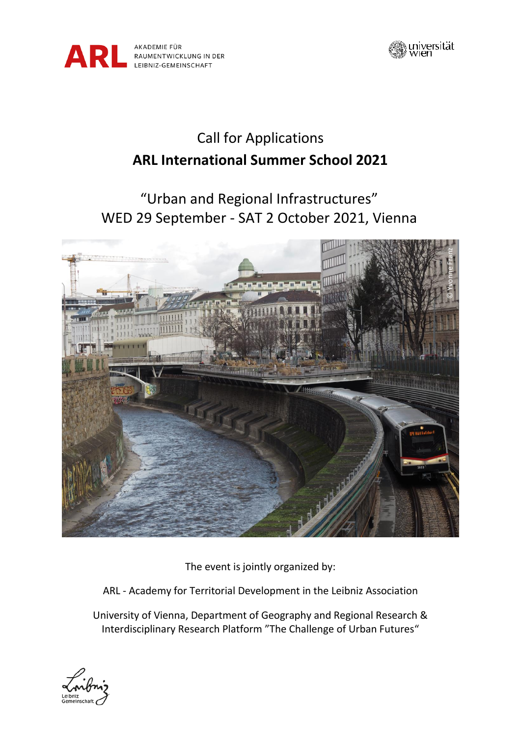Call for Applications

# ARL International Summer School 2021

## "Urban and Regional Infrastructures"

WED 29 September - SAT 2 October 2021, Vienna

The event is jointly organized by:

ARL - Academy for Territorial Development in the Leibniz Association

University of Vienna, Department of Geography and Regional Research & Interdisciplinary Research Platform "The Challenge of Urban Futures"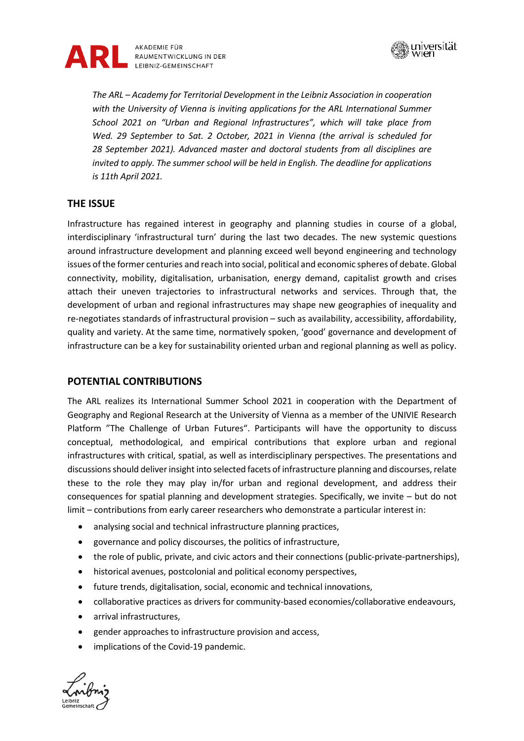*The ARL – Academy for Territorial Development in the Leibniz Association in cooperation with the University of Vienna is inviting applications for the ARL International Summer School 2021 on "Urban and Regional Infrastructures", which will take place from Wed. 29 September to Sat. 2 October, 2021 in Vienna (the arrival is scheduled for 28 September 2021). Advanced master and doctoral students from all disciplines are invited to apply. The summer school will be held in English. The deadline for applications is 11th April 2021.*

## THE ISSUE

Infrastructure has regained interest in geography and planning studies in course of a global, interdisciplinary 'infrastructural turn' during the last two decades. The new systemic questions around infrastructure development and planning exceed well beyond engineering and technology issues of the former centuries and reach into social, political and economic spheres of debate. Global connectivity, mobility, digitalisation, urbanisation, energy demand, capitalist growth and crises attach their uneven trajectories to infrastructural networks and services. Through that, the development of urban and regional infrastructures may shape new geographies of inequality and re-negotiates standards of infrastructural provision – such as availability, accessibility, affordability, quality and variety. At the same time, normatively spoken, 'good' governance and development of infrastructure can be a key for sustainability oriented urban and regional planning as well as policy.

## POTENTIAL CONTRIBUTIONS

The ARL realizes its International Summer School 2021 in cooperation with the Department of Geography and Regional Research at the University of Vienna as a member of the UNIVIE Research Platform "The Challenge of Urban Futures". Participants will have the opportunity to discuss conceptual, methodological, and empirical contributions that explore urban and regional infrastructures with critical, spatial, as well as interdisciplinary perspectives. The presentations and discussions should deliver insight into selected facets of infrastructure planning and discourses, relate these to the role they may play in/for urban and regional development, and address their consequences for spatial planning and development strategies. Specifically, we invite – but do not limit – contributions from early career researchers who demonstrate a particular interest in:

- analysing social and technical infrastructure planning practices,
- governance and policy discourses, the politics of infrastructure,
- the role of public, private, and civic actors and their connections (public-private-partnerships),
- historical avenues, postcolonial and political economy perspectives,
- future trends, digitalisation, social, economic and technical innovations,
- collaborative practices as drivers for community-based economies/collaborative endeavours,
- arrival infrastructures,
- gender approaches to infrastructure provision and access,
- implications of the Covid-19 pandemic.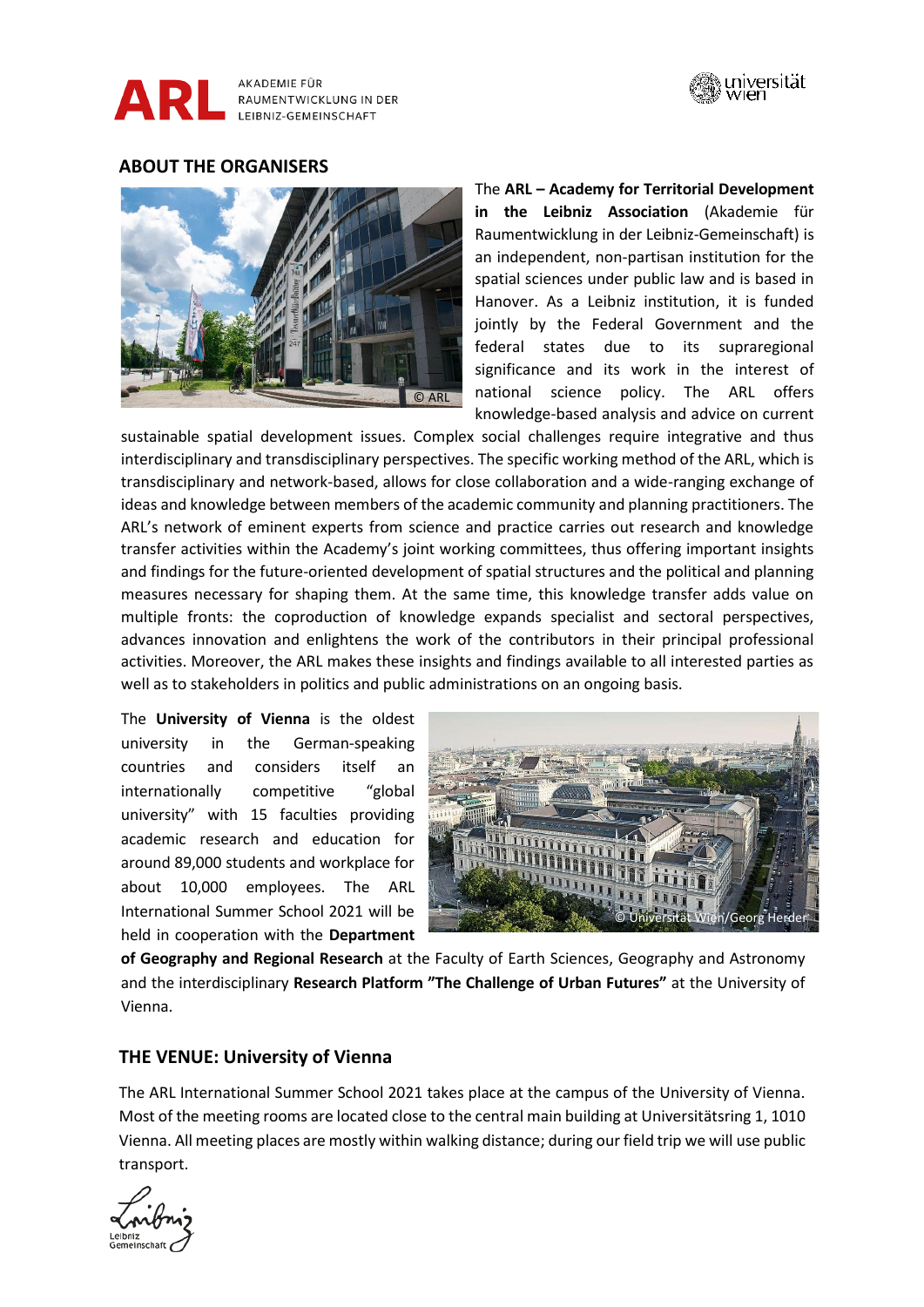## ABOUT THE ORGANISERS

The **ARL – Academy for Territorial Development in the Leibniz Association** (Akademie für Raumentwicklung in der Leibniz-Gemeinschaft) is an independent, non-partisan institution for the spatial sciences under public law and is based in Hanover. As a Leibniz institution, it is funded jointly by the Federal Government and the federal states due to its supraregional significance and its work in the interest of national science policy. The ARL offers knowledge-based analysis and advice on current sustainable spatial development issues. Complex social challenges require integrative and thus interdisciplinary and transdisciplinary perspectives. The specific working method of the ARL, which is transdisciplinary and network-based, allows for close collaboration and a wide-ranging exchange of ideas and knowledge between members of the academic community and planning practitioners. The ARL's network of eminent experts from science and practice carries out research and knowledge transfer activities within the Academy's joint working committees, thus offering important insights and findings for the future-oriented development of spatial structures and the political and planning measures necessary for shaping them. At the same time, this knowledge transfer adds value on multiple fronts: the coproduction of knowledge expands specialist and sectoral perspectives, advances innovation and enlightens the work of the contributors in their principal professional activities. Moreover, the ARL makes these insights and findings available to all interested parties as well as to stakeholders in politics and public administrations on an ongoing basis.

The **University of Vienna** is the oldest university in the German-speaking countries and considers itself an internationally competitive "global university" with 15 faculties providing academic research and education for around 89,000 students and workplace for about 10,000 employees. The ARL International Summer School 2021 will be held in cooperation with the **Department of Geography and Regional Research** at the Faculty of Earth Sciences, Geography and Astronomy and the interdisciplinary **Research Platform "The Challenge of Urban Futures"** at the University of Vienna.

## THE VENUE: University of Vienna

The ARL International Summer School 2021 takes place at the campus of the University of Vienna. Most of the meeting rooms are located close to the central main building at Universitätsring 1, 1010 Vienna. All meeting places are mostly within walking distance; during our field trip we will use public transport.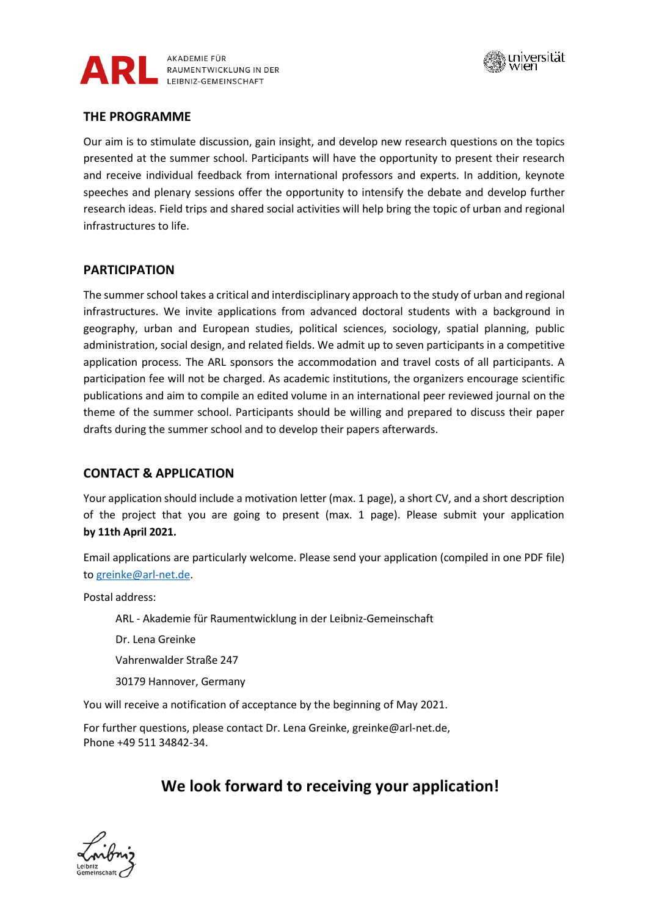## THE PROGRAMME

Our aim is to stimulate discussion, gain insight, and develop new research questions on the topics presented at the summer school. Participants will have the opportunity to present their research and receive individual feedback from international professors and experts. In addition, keynote speeches and plenary sessions offer the opportunity to intensify the debate and develop further research ideas. Field trips and shared social activities will help bring the topic of urban and regional infrastructures to life.

## PARTICIPATION

The summer school takes a critical and interdisciplinary approach to the study of urban and regional infrastructures. We invite applications from advanced doctoral students with a background in geography, urban and European studies, political sciences, sociology, spatial planning, public administration, social design, and related fields. We admit up to seven participants in a competitive application process. The ARL sponsors the accommodation and travel costs of all participants. A participation fee will not be charged. As academic institutions, the organizers encourage scientific publications and aim to compile an edited volume in an international peer reviewed journal on the theme of the summer school. Participants should be willing and prepared to discuss their paper drafts during the summer school and to develop their papers afterwards.

## CONTACT & APPLICATION

Your application should include a motivation letter (max. 1 page), a short CV, and a short description of the project that you are going to present (max. 1 page). Please submit your application **by 11th April 2021.**

Email applications are particularly welcome. Please send your application (compiled in one PDF file) to greinke@arl-net.de.

Postal address:

ARL - Akademie für Raumentwicklung in der Leibniz-Gemeinschaft
Dr. Lena Greinke
Vahrenwalder Straße 247
30179 Hannover, Germany

You will receive a notification of acceptance by the beginning of May 2021.

For further questions, please contact Dr. Lena Greinke, greinke@arl-net.de,
Phone +49 511 34842-34.

## We look forward to receiving your application!